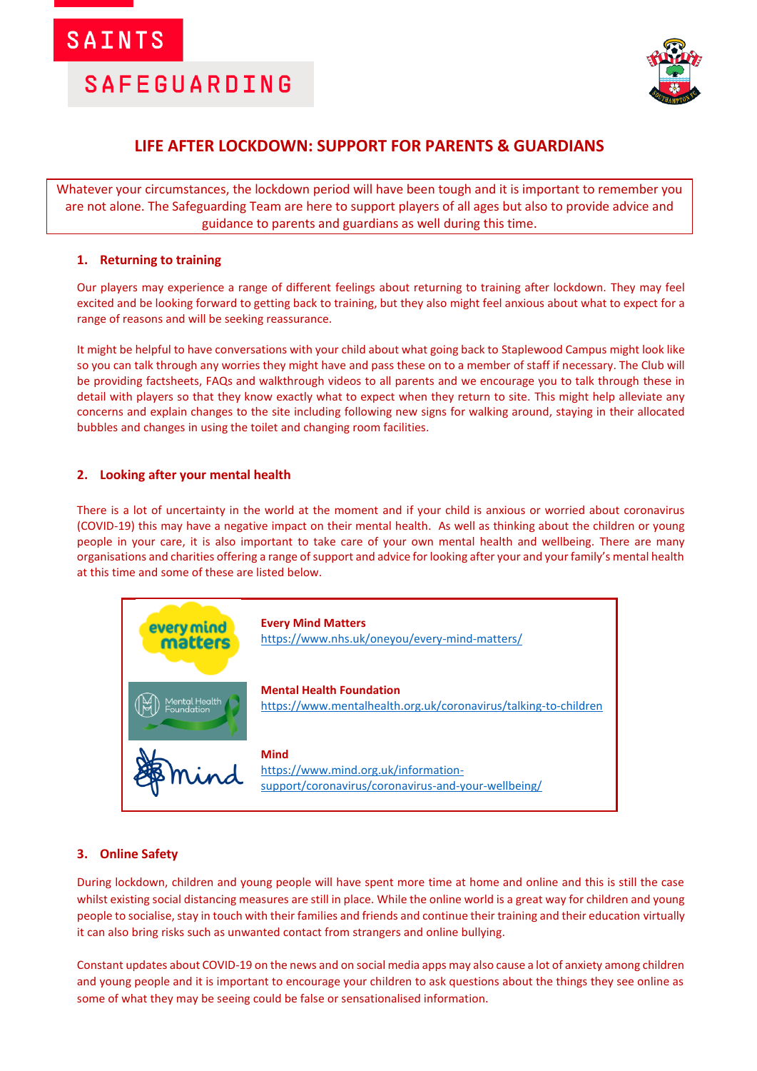SAINTS

SAFEGUARDING

# LIFE AFTER LOCKDOWN: SUPPORT FOR PARENTS & GUARDIANS

Whatever your circumstances, the lockdown period will have been tough and it is important to remember you are not alone. The Safeguarding Team are here to support players of all ages but also to provide advice and guidance to parents and guardians as well during this time.

## 1. Returning to training

Our players may experience a range of different feelings about returning to training after lockdown. They may feel excited and be looking forward to getting back to training, but they also might feel anxious about what to expect for a range of reasons and will be seeking reassurance.

It might be helpful to have conversations with your child about what going back to Staplewood Campus might look like so you can talk through any worries they might have and pass these on to a member of staff if necessary. The Club will be providing factsheets, FAQs and walkthrough videos to all parents and we encourage you to talk through these in detail with players so that they know exactly what to expect when they return to site. This might help alleviate any concerns and explain changes to the site including following new signs for walking around, staying in their allocated bubbles and changes in using the toilet and changing room facilities.

## 2. Looking after your mental health

There is a lot of uncertainty in the world at the moment and if your child is anxious or worried about coronavirus (COVID-19) this may have a negative impact on their mental health. As well as thinking about the children or young people in your care, it is also important to take care of your own mental health and wellbeing. There are many organisations and charities offering a range of support and advice for looking after your and your family's mental health at this time and some of these are listed below.

**Every Mind Matters**
https://www.nhs.uk/oneyou/every-mind-matters/

**Mental Health Foundation**
https://www.mentalhealth.org.uk/coronavirus/talking-to-children

**Mind**
https://www.mind.org.uk/information-support/coronavirus/coronavirus-and-your-wellbeing/

## 3. Online Safety

During lockdown, children and young people will have spent more time at home and online and this is still the case whilst existing social distancing measures are still in place. While the online world is a great way for children and young people to socialise, stay in touch with their families and friends and continue their training and their education virtually it can also bring risks such as unwanted contact from strangers and online bullying.

Constant updates about COVID-19 on the news and on social media apps may also cause a lot of anxiety among children and young people and it is important to encourage your children to ask questions about the things they see online as some of what they may be seeing could be false or sensationalised information.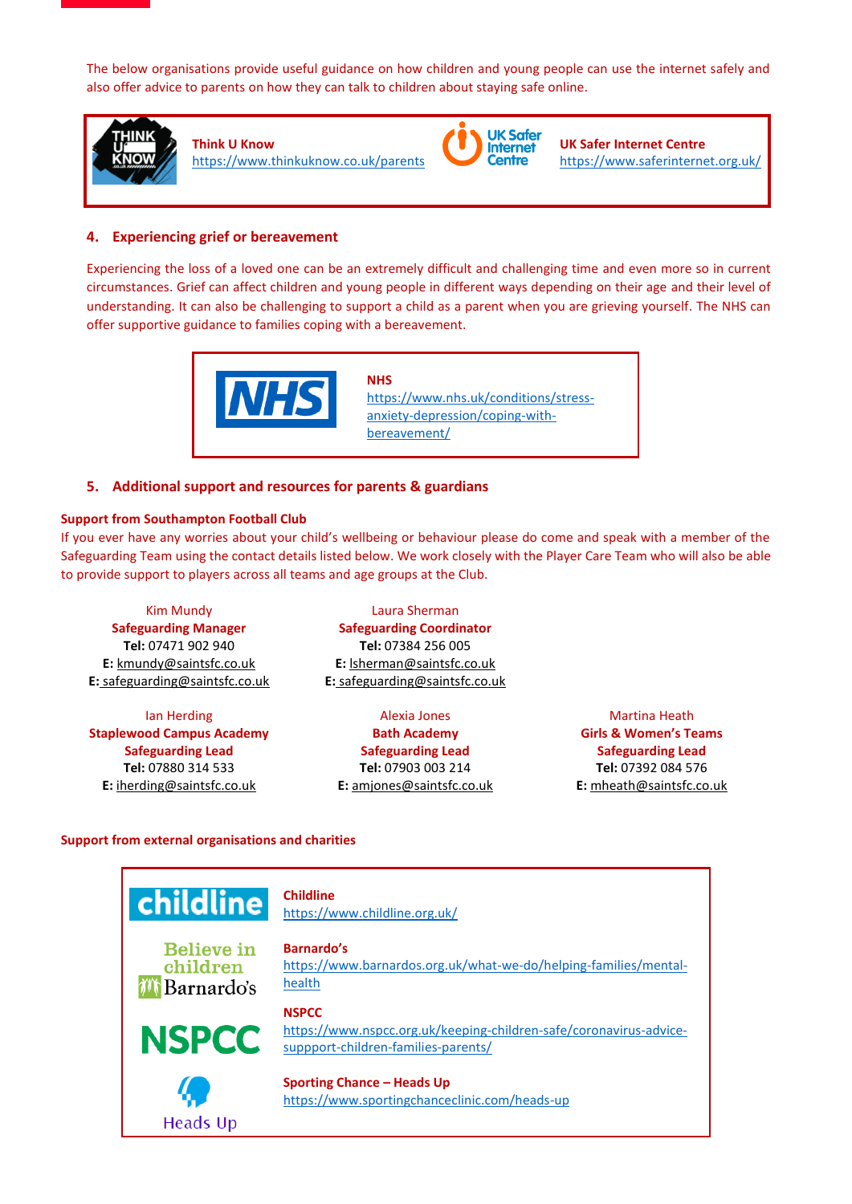The below organisations provide useful guidance on how children and young people can use the internet safely and also offer advice to parents on how they can talk to children about staying safe online.

**Think U Know**
https://www.thinkuknow.co.uk/parents

**UK Safer Internet Centre**
https://www.saferinternet.org.uk/

## 4. Experiencing grief or bereavement

Experiencing the loss of a loved one can be an extremely difficult and challenging time and even more so in current circumstances. Grief can affect children and young people in different ways depending on their age and their level of understanding. It can also be challenging to support a child as a parent when you are grieving yourself. The NHS can offer supportive guidance to families coping with a bereavement.

**NHS**
https://www.nhs.uk/conditions/stress-anxiety-depression/coping-with-bereavement/

## 5. Additional support and resources for parents & guardians

**Support from Southampton Football Club**

If you ever have any worries about your child's wellbeing or behaviour please do come and speak with a member of the Safeguarding Team using the contact details listed below. We work closely with the Player Care Team who will also be able to provide support to players across all teams and age groups at the Club.

Kim Mundy
**Safeguarding Manager**
**Tel:** 07471 902 940
**E:** kmundy@saintsfc.co.uk
**E:** safeguarding@saintsfc.co.uk

Laura Sherman
**Safeguarding Coordinator**
**Tel:** 07384 256 005
**E:** lsherman@saintsfc.co.uk
**E:** safeguarding@saintsfc.co.uk

Ian Herding
**Staplewood Campus Academy Safeguarding Lead**
**Tel:** 07880 314 533
**E:** iherding@saintsfc.co.uk

Alexia Jones
**Bath Academy Safeguarding Lead**
**Tel:** 07903 003 214
**E:** amjones@saintsfc.co.uk

Martina Heath
**Girls & Women's Teams Safeguarding Lead**
**Tel:** 07392 084 576
**E:** mheath@saintsfc.co.uk

**Support from external organisations and charities**

**Childline**
https://www.childline.org.uk/

**Barnardo's**
https://www.barnardos.org.uk/what-we-do/helping-families/mental-health

**NSPCC**
https://www.nspcc.org.uk/keeping-children-safe/coronavirus-advice-suppport-children-families-parents/

**Sporting Chance – Heads Up**
https://www.sportingchanceclinic.com/heads-up